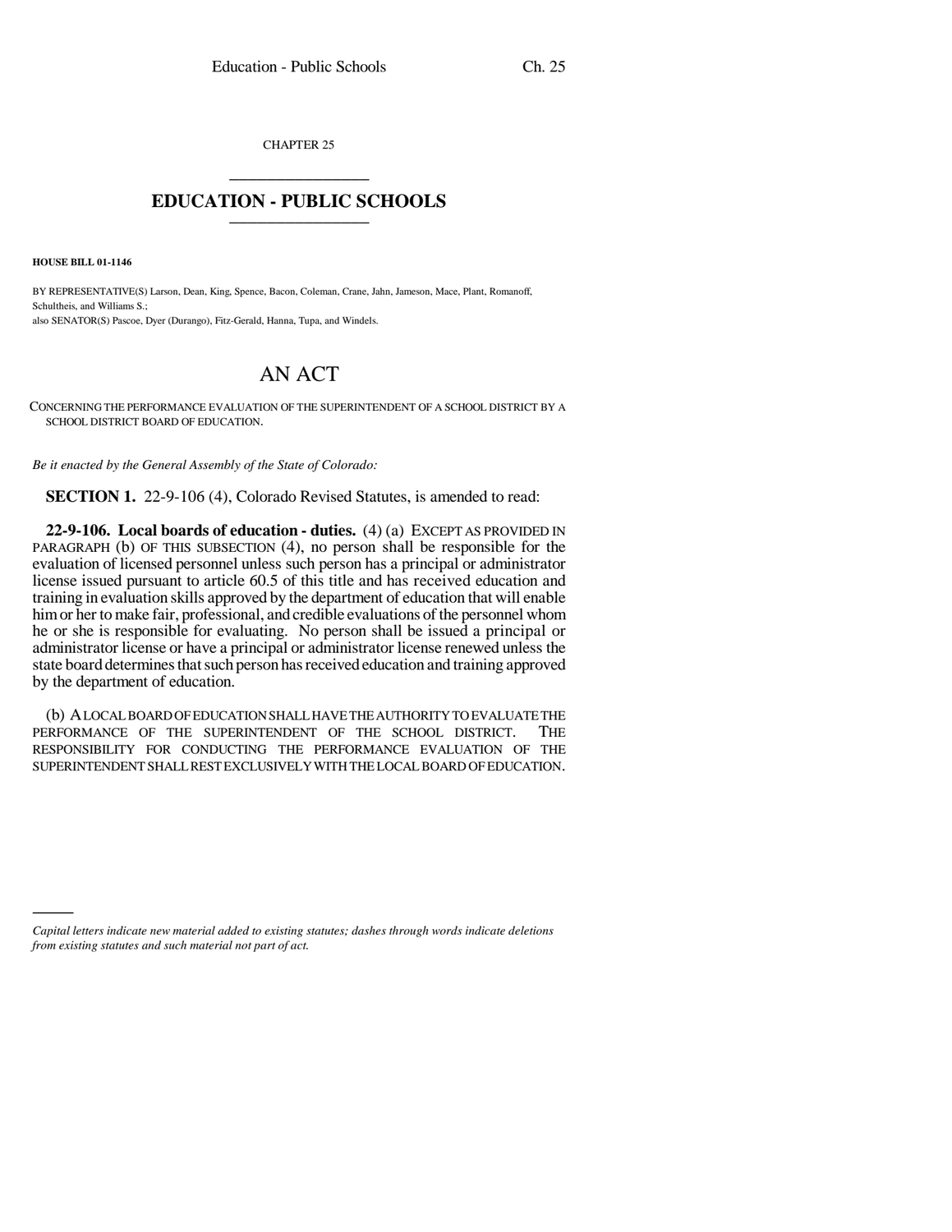CHAPTER 25

# EDUCATION - PUBLIC SCHOOLS

**HOUSE BILL 01-1146**

BY REPRESENTATIVE(S) Larson, Dean, King, Spence, Bacon, Coleman, Crane, Jahn, Jameson, Mace, Plant, Romanoff, Schultheis, and Williams S.;
also SENATOR(S) Pascoe, Dyer (Durango), Fitz-Gerald, Hanna, Tupa, and Windels.

## AN ACT

CONCERNING THE PERFORMANCE EVALUATION OF THE SUPERINTENDENT OF A SCHOOL DISTRICT BY A SCHOOL DISTRICT BOARD OF EDUCATION.

*Be it enacted by the General Assembly of the State of Colorado:*

**SECTION 1.** 22-9-106 (4), Colorado Revised Statutes, is amended to read:

**22-9-106. Local boards of education - duties.** (4) (a) EXCEPT AS PROVIDED IN PARAGRAPH (b) OF THIS SUBSECTION (4), no person shall be responsible for the evaluation of licensed personnel unless such person has a principal or administrator license issued pursuant to article 60.5 of this title and has received education and training in evaluation skills approved by the department of education that will enable him or her to make fair, professional, and credible evaluations of the personnel whom he or she is responsible for evaluating. No person shall be issued a principal or administrator license or have a principal or administrator license renewed unless the state board determines that such person has received education and training approved by the department of education.

(b) A LOCAL BOARD OF EDUCATION SHALL HAVE THE AUTHORITY TO EVALUATE THE PERFORMANCE OF THE SUPERINTENDENT OF THE SCHOOL DISTRICT. THE RESPONSIBILITY FOR CONDUCTING THE PERFORMANCE EVALUATION OF THE SUPERINTENDENT SHALL REST EXCLUSIVELY WITH THE LOCAL BOARD OF EDUCATION.

*Capital letters indicate new material added to existing statutes; dashes through words indicate deletions from existing statutes and such material not part of act.*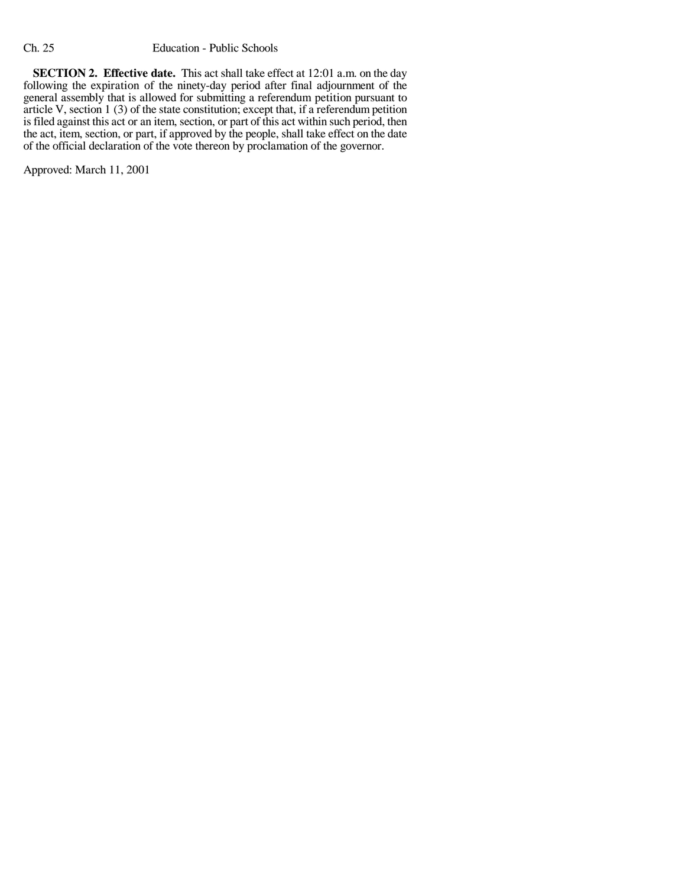**SECTION 2. Effective date.** This act shall take effect at 12:01 a.m. on the day following the expiration of the ninety-day period after final adjournment of the general assembly that is allowed for submitting a referendum petition pursuant to article V, section 1 (3) of the state constitution; except that, if a referendum petition is filed against this act or an item, section, or part of this act within such period, then the act, item, section, or part, if approved by the people, shall take effect on the date of the official declaration of the vote thereon by proclamation of the governor.

Approved: March 11, 2001